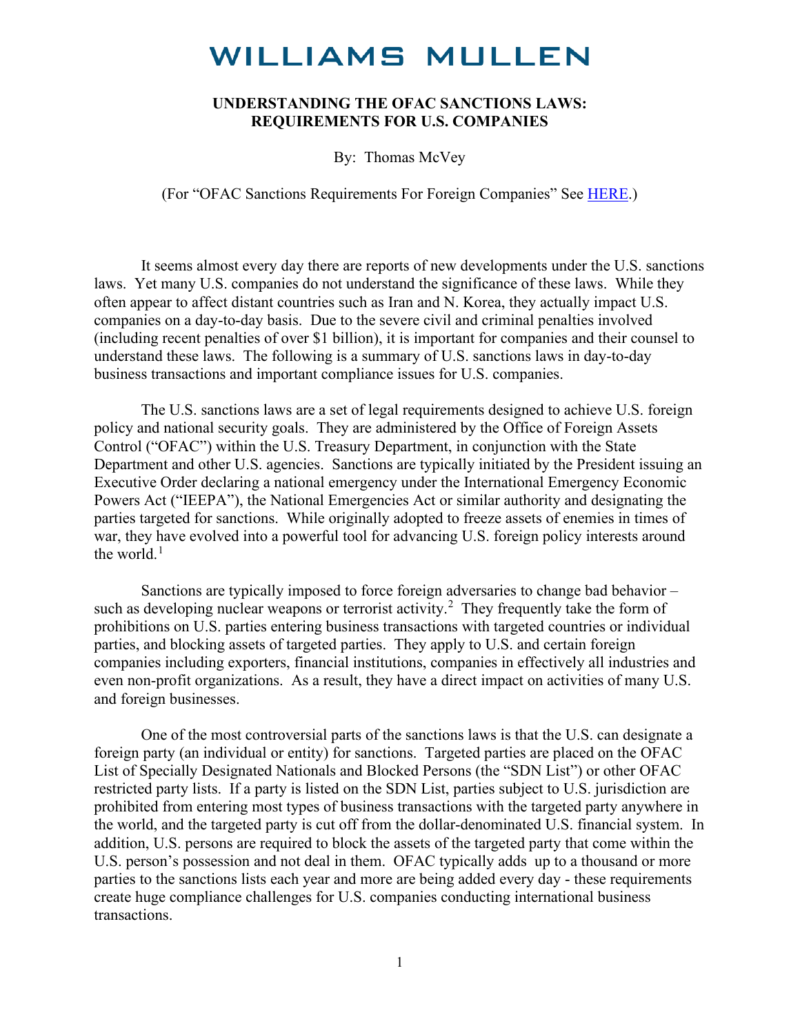# WILLIAMS MULLEN

## UNDERSTANDING THE OFAC SANCTIONS LAWS: REQUIREMENTS FOR U.S. COMPANIES

By: Thomas McVey

(For "OFAC Sanctions Requirements For Foreign Companies" See HERE.)

It seems almost every day there are reports of new developments under the U.S. sanctions laws. Yet many U.S. companies do not understand the significance of these laws. While they often appear to affect distant countries such as Iran and N. Korea, they actually impact U.S. companies on a day-to-day basis. Due to the severe civil and criminal penalties involved (including recent penalties of over $1 billion), it is important for companies and their counsel to understand these laws. The following is a summary of U.S. sanctions laws in day-to-day business transactions and important compliance issues for U.S. companies.

The U.S. sanctions laws are a set of legal requirements designed to achieve U.S. foreign policy and national security goals. They are administered by the Office of Foreign Assets Control ("OFAC") within the U.S. Treasury Department, in conjunction with the State Department and other U.S. agencies. Sanctions are typically initiated by the President issuing an Executive Order declaring a national emergency under the International Emergency Economic Powers Act ("IEEPA"), the National Emergencies Act or similar authority and designating the parties targeted for sanctions. While originally adopted to freeze assets of enemies in times of war, they have evolved into a powerful tool for advancing U.S. foreign policy interests around the world.[1]

Sanctions are typically imposed to force foreign adversaries to change bad behavior – such as developing nuclear weapons or terrorist activity.[2] They frequently take the form of prohibitions on U.S. parties entering business transactions with targeted countries or individual parties, and blocking assets of targeted parties. They apply to U.S. and certain foreign companies including exporters, financial institutions, companies in effectively all industries and even non-profit organizations. As a result, they have a direct impact on activities of many U.S. and foreign businesses.

One of the most controversial parts of the sanctions laws is that the U.S. can designate a foreign party (an individual or entity) for sanctions. Targeted parties are placed on the OFAC List of Specially Designated Nationals and Blocked Persons (the "SDN List") or other OFAC restricted party lists. If a party is listed on the SDN List, parties subject to U.S. jurisdiction are prohibited from entering most types of business transactions with the targeted party anywhere in the world, and the targeted party is cut off from the dollar-denominated U.S. financial system. In addition, U.S. persons are required to block the assets of the targeted party that come within the U.S. person's possession and not deal in them. OFAC typically adds up to a thousand or more parties to the sanctions lists each year and more are being added every day - these requirements create huge compliance challenges for U.S. companies conducting international business transactions.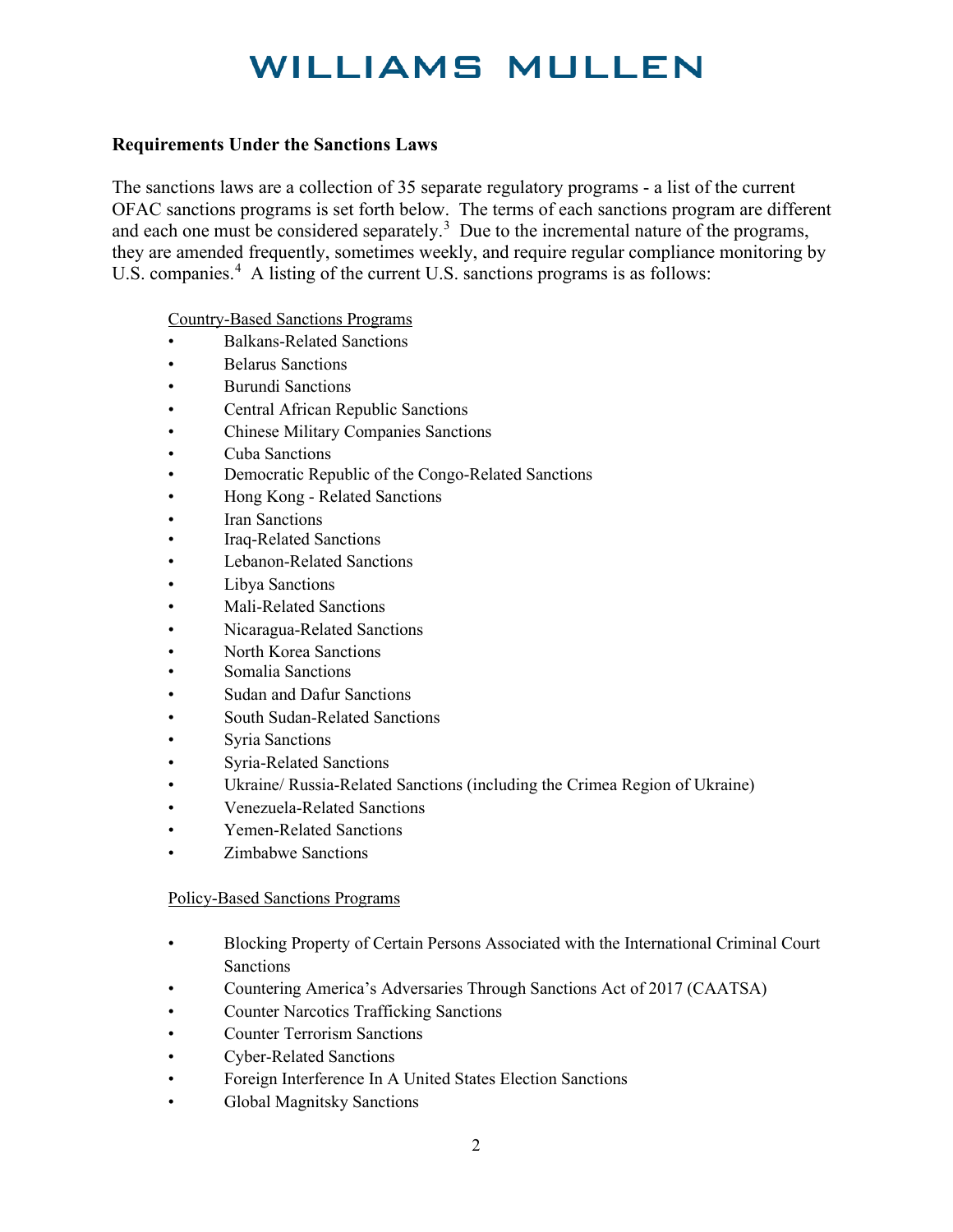## Requirements Under the Sanctions Laws

The sanctions laws are a collection of 35 separate regulatory programs - a list of the current OFAC sanctions programs is set forth below. The terms of each sanctions program are different and each one must be considered separately.[3] Due to the incremental nature of the programs, they are amended frequently, sometimes weekly, and require regular compliance monitoring by U.S. companies.[4] A listing of the current U.S. sanctions programs is as follows:

Country-Based Sanctions Programs

- Balkans-Related Sanctions
- Belarus Sanctions
- Burundi Sanctions
- Central African Republic Sanctions
- Chinese Military Companies Sanctions
- Cuba Sanctions
- Democratic Republic of the Congo-Related Sanctions
- Hong Kong - Related Sanctions
- Iran Sanctions
- Iraq-Related Sanctions
- Lebanon-Related Sanctions
- Libya Sanctions
- Mali-Related Sanctions
- Nicaragua-Related Sanctions
- North Korea Sanctions
- Somalia Sanctions
- Sudan and Dafur Sanctions
- South Sudan-Related Sanctions
- Syria Sanctions
- Syria-Related Sanctions
- Ukraine/ Russia-Related Sanctions (including the Crimea Region of Ukraine)
- Venezuela-Related Sanctions
- Yemen-Related Sanctions
- Zimbabwe Sanctions

Policy-Based Sanctions Programs

- Blocking Property of Certain Persons Associated with the International Criminal Court Sanctions
- Countering America's Adversaries Through Sanctions Act of 2017 (CAATSA)
- Counter Narcotics Trafficking Sanctions
- Counter Terrorism Sanctions
- Cyber-Related Sanctions
- Foreign Interference In A United States Election Sanctions
- Global Magnitsky Sanctions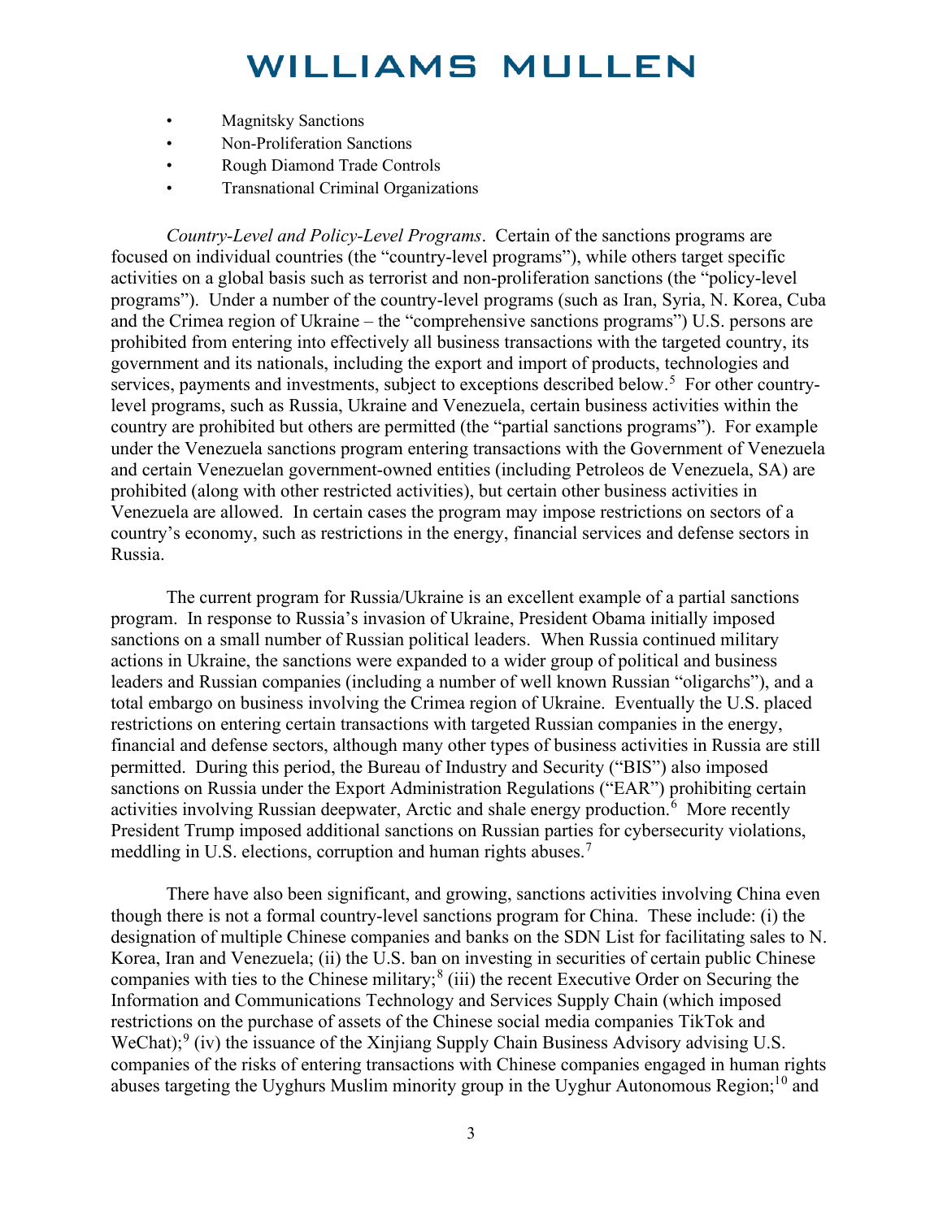- Magnitsky Sanctions
- Non-Proliferation Sanctions
- Rough Diamond Trade Controls
- Transnational Criminal Organizations

*Country-Level and Policy-Level Programs*. Certain of the sanctions programs are focused on individual countries (the "country-level programs"), while others target specific activities on a global basis such as terrorist and non-proliferation sanctions (the "policy-level programs"). Under a number of the country-level programs (such as Iran, Syria, N. Korea, Cuba and the Crimea region of Ukraine – the "comprehensive sanctions programs") U.S. persons are prohibited from entering into effectively all business transactions with the targeted country, its government and its nationals, including the export and import of products, technologies and services, payments and investments, subject to exceptions described below.[5] For other country-level programs, such as Russia, Ukraine and Venezuela, certain business activities within the country are prohibited but others are permitted (the "partial sanctions programs"). For example under the Venezuela sanctions program entering transactions with the Government of Venezuela and certain Venezuelan government-owned entities (including Petroleos de Venezuela, SA) are prohibited (along with other restricted activities), but certain other business activities in Venezuela are allowed. In certain cases the program may impose restrictions on sectors of a country's economy, such as restrictions in the energy, financial services and defense sectors in Russia.

The current program for Russia/Ukraine is an excellent example of a partial sanctions program. In response to Russia's invasion of Ukraine, President Obama initially imposed sanctions on a small number of Russian political leaders. When Russia continued military actions in Ukraine, the sanctions were expanded to a wider group of political and business leaders and Russian companies (including a number of well known Russian "oligarchs"), and a total embargo on business involving the Crimea region of Ukraine. Eventually the U.S. placed restrictions on entering certain transactions with targeted Russian companies in the energy, financial and defense sectors, although many other types of business activities in Russia are still permitted. During this period, the Bureau of Industry and Security ("BIS") also imposed sanctions on Russia under the Export Administration Regulations ("EAR") prohibiting certain activities involving Russian deepwater, Arctic and shale energy production.[6] More recently President Trump imposed additional sanctions on Russian parties for cybersecurity violations, meddling in U.S. elections, corruption and human rights abuses.[7]

There have also been significant, and growing, sanctions activities involving China even though there is not a formal country-level sanctions program for China. These include: (i) the designation of multiple Chinese companies and banks on the SDN List for facilitating sales to N. Korea, Iran and Venezuela; (ii) the U.S. ban on investing in securities of certain public Chinese companies with ties to the Chinese military;[8] (iii) the recent Executive Order on Securing the Information and Communications Technology and Services Supply Chain (which imposed restrictions on the purchase of assets of the Chinese social media companies TikTok and WeChat);[9] (iv) the issuance of the Xinjiang Supply Chain Business Advisory advising U.S. companies of the risks of entering transactions with Chinese companies engaged in human rights abuses targeting the Uyghurs Muslim minority group in the Uyghur Autonomous Region;[10] and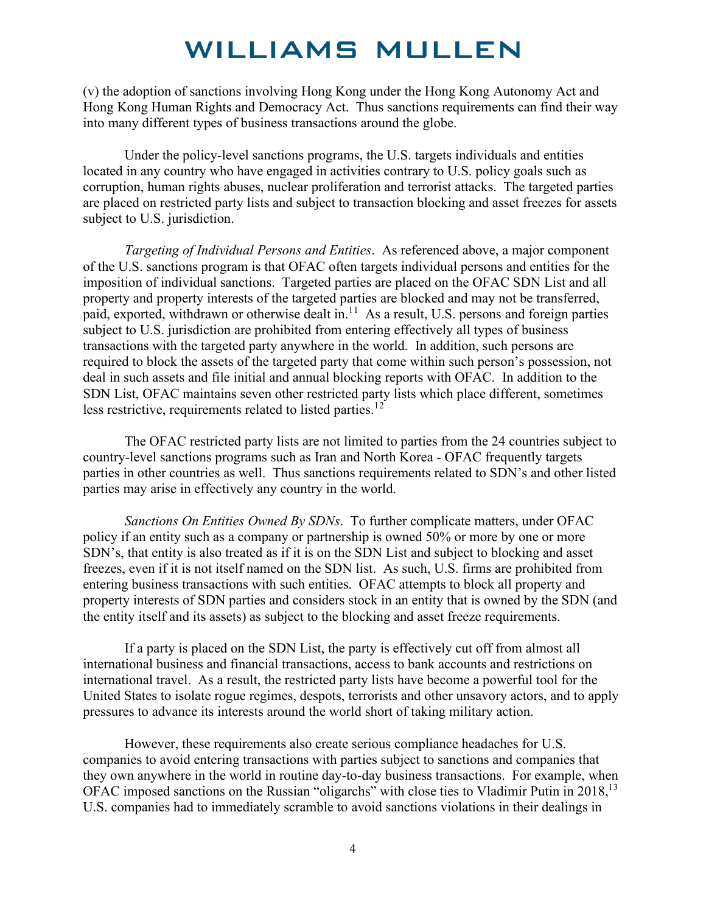(v) the adoption of sanctions involving Hong Kong under the Hong Kong Autonomy Act and Hong Kong Human Rights and Democracy Act. Thus sanctions requirements can find their way into many different types of business transactions around the globe.

Under the policy-level sanctions programs, the U.S. targets individuals and entities located in any country who have engaged in activities contrary to U.S. policy goals such as corruption, human rights abuses, nuclear proliferation and terrorist attacks. The targeted parties are placed on restricted party lists and subject to transaction blocking and asset freezes for assets subject to U.S. jurisdiction.

*Targeting of Individual Persons and Entities*. As referenced above, a major component of the U.S. sanctions program is that OFAC often targets individual persons and entities for the imposition of individual sanctions. Targeted parties are placed on the OFAC SDN List and all property and property interests of the targeted parties are blocked and may not be transferred, paid, exported, withdrawn or otherwise dealt in.[11] As a result, U.S. persons and foreign parties subject to U.S. jurisdiction are prohibited from entering effectively all types of business transactions with the targeted party anywhere in the world. In addition, such persons are required to block the assets of the targeted party that come within such person's possession, not deal in such assets and file initial and annual blocking reports with OFAC. In addition to the SDN List, OFAC maintains seven other restricted party lists which place different, sometimes less restrictive, requirements related to listed parties.[12]

The OFAC restricted party lists are not limited to parties from the 24 countries subject to country-level sanctions programs such as Iran and North Korea - OFAC frequently targets parties in other countries as well. Thus sanctions requirements related to SDN's and other listed parties may arise in effectively any country in the world.

*Sanctions On Entities Owned By SDNs*. To further complicate matters, under OFAC policy if an entity such as a company or partnership is owned 50% or more by one or more SDN's, that entity is also treated as if it is on the SDN List and subject to blocking and asset freezes, even if it is not itself named on the SDN list. As such, U.S. firms are prohibited from entering business transactions with such entities. OFAC attempts to block all property and property interests of SDN parties and considers stock in an entity that is owned by the SDN (and the entity itself and its assets) as subject to the blocking and asset freeze requirements.

If a party is placed on the SDN List, the party is effectively cut off from almost all international business and financial transactions, access to bank accounts and restrictions on international travel. As a result, the restricted party lists have become a powerful tool for the United States to isolate rogue regimes, despots, terrorists and other unsavory actors, and to apply pressures to advance its interests around the world short of taking military action.

However, these requirements also create serious compliance headaches for U.S. companies to avoid entering transactions with parties subject to sanctions and companies that they own anywhere in the world in routine day-to-day business transactions. For example, when OFAC imposed sanctions on the Russian "oligarchs" with close ties to Vladimir Putin in 2018,[13] U.S. companies had to immediately scramble to avoid sanctions violations in their dealings in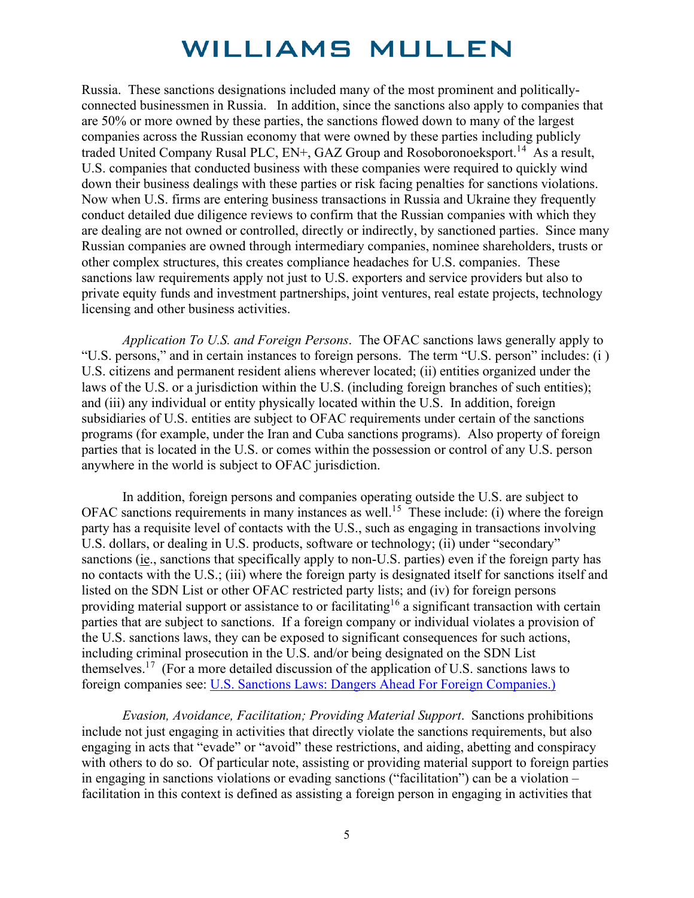Russia. These sanctions designations included many of the most prominent and politically-connected businessmen in Russia. In addition, since the sanctions also apply to companies that are 50% or more owned by these parties, the sanctions flowed down to many of the largest companies across the Russian economy that were owned by these parties including publicly traded United Company Rusal PLC, EN+, GAZ Group and Rosoboronoeksport.[14] As a result, U.S. companies that conducted business with these companies were required to quickly wind down their business dealings with these parties or risk facing penalties for sanctions violations. Now when U.S. firms are entering business transactions in Russia and Ukraine they frequently conduct detailed due diligence reviews to confirm that the Russian companies with which they are dealing are not owned or controlled, directly or indirectly, by sanctioned parties. Since many Russian companies are owned through intermediary companies, nominee shareholders, trusts or other complex structures, this creates compliance headaches for U.S. companies. These sanctions law requirements apply not just to U.S. exporters and service providers but also to private equity funds and investment partnerships, joint ventures, real estate projects, technology licensing and other business activities.

*Application To U.S. and Foreign Persons*. The OFAC sanctions laws generally apply to "U.S. persons," and in certain instances to foreign persons. The term "U.S. person" includes: (i ) U.S. citizens and permanent resident aliens wherever located; (ii) entities organized under the laws of the U.S. or a jurisdiction within the U.S. (including foreign branches of such entities); and (iii) any individual or entity physically located within the U.S. In addition, foreign subsidiaries of U.S. entities are subject to OFAC requirements under certain of the sanctions programs (for example, under the Iran and Cuba sanctions programs). Also property of foreign parties that is located in the U.S. or comes within the possession or control of any U.S. person anywhere in the world is subject to OFAC jurisdiction.

In addition, foreign persons and companies operating outside the U.S. are subject to OFAC sanctions requirements in many instances as well.[15] These include: (i) where the foreign party has a requisite level of contacts with the U.S., such as engaging in transactions involving U.S. dollars, or dealing in U.S. products, software or technology; (ii) under "secondary" sanctions (ie., sanctions that specifically apply to non-U.S. parties) even if the foreign party has no contacts with the U.S.; (iii) where the foreign party is designated itself for sanctions itself and listed on the SDN List or other OFAC restricted party lists; and (iv) for foreign persons providing material support or assistance to or facilitating[16] a significant transaction with certain parties that are subject to sanctions. If a foreign company or individual violates a provision of the U.S. sanctions laws, they can be exposed to significant consequences for such actions, including criminal prosecution in the U.S. and/or being designated on the SDN List themselves.[17] (For a more detailed discussion of the application of U.S. sanctions laws to foreign companies see: U.S. Sanctions Laws: Dangers Ahead For Foreign Companies.)

*Evasion, Avoidance, Facilitation; Providing Material Support*. Sanctions prohibitions include not just engaging in activities that directly violate the sanctions requirements, but also engaging in acts that "evade" or "avoid" these restrictions, and aiding, abetting and conspiracy with others to do so. Of particular note, assisting or providing material support to foreign parties in engaging in sanctions violations or evading sanctions ("facilitation") can be a violation – facilitation in this context is defined as assisting a foreign person in engaging in activities that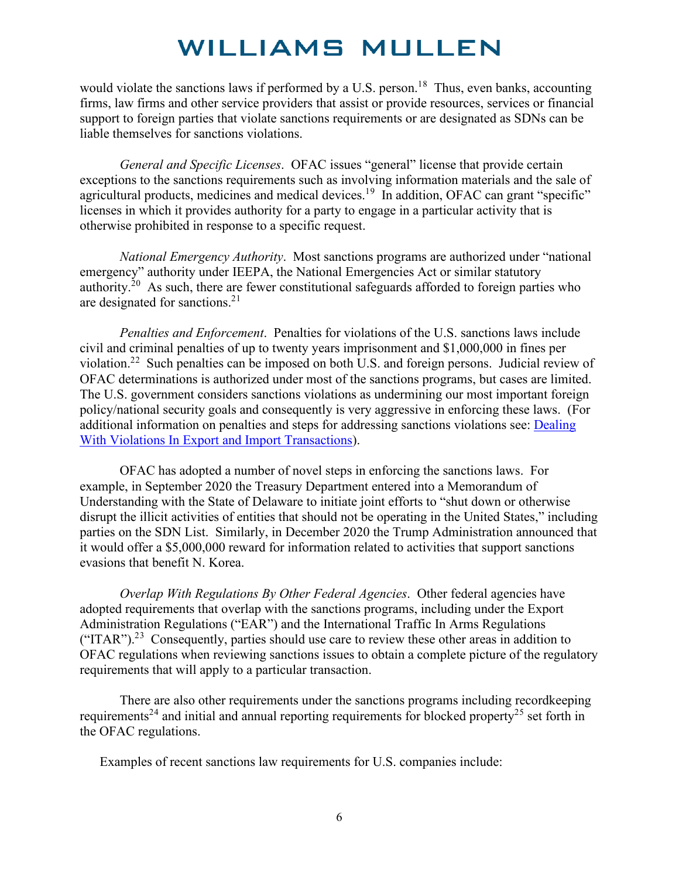would violate the sanctions laws if performed by a U.S. person.[18] Thus, even banks, accounting firms, law firms and other service providers that assist or provide resources, services or financial support to foreign parties that violate sanctions requirements or are designated as SDNs can be liable themselves for sanctions violations.

*General and Specific Licenses*. OFAC issues "general" license that provide certain exceptions to the sanctions requirements such as involving information materials and the sale of agricultural products, medicines and medical devices.[19] In addition, OFAC can grant "specific" licenses in which it provides authority for a party to engage in a particular activity that is otherwise prohibited in response to a specific request.

*National Emergency Authority*. Most sanctions programs are authorized under "national emergency" authority under IEEPA, the National Emergencies Act or similar statutory authority.[20] As such, there are fewer constitutional safeguards afforded to foreign parties who are designated for sanctions.[21]

*Penalties and Enforcement*. Penalties for violations of the U.S. sanctions laws include civil and criminal penalties of up to twenty years imprisonment and $1,000,000 in fines per violation.[22] Such penalties can be imposed on both U.S. and foreign persons. Judicial review of OFAC determinations is authorized under most of the sanctions programs, but cases are limited. The U.S. government considers sanctions violations as undermining our most important foreign policy/national security goals and consequently is very aggressive in enforcing these laws. (For additional information on penalties and steps for addressing sanctions violations see: [Dealing With Violations In Export and Import Transactions]).

OFAC has adopted a number of novel steps in enforcing the sanctions laws. For example, in September 2020 the Treasury Department entered into a Memorandum of Understanding with the State of Delaware to initiate joint efforts to "shut down or otherwise disrupt the illicit activities of entities that should not be operating in the United States," including parties on the SDN List. Similarly, in December 2020 the Trump Administration announced that it would offer a $5,000,000 reward for information related to activities that support sanctions evasions that benefit N. Korea.

*Overlap With Regulations By Other Federal Agencies*. Other federal agencies have adopted requirements that overlap with the sanctions programs, including under the Export Administration Regulations ("EAR") and the International Traffic In Arms Regulations ("ITAR").[23] Consequently, parties should use care to review these other areas in addition to OFAC regulations when reviewing sanctions issues to obtain a complete picture of the regulatory requirements that will apply to a particular transaction.

There are also other requirements under the sanctions programs including recordkeeping requirements[24] and initial and annual reporting requirements for blocked property[25] set forth in the OFAC regulations.

Examples of recent sanctions law requirements for U.S. companies include: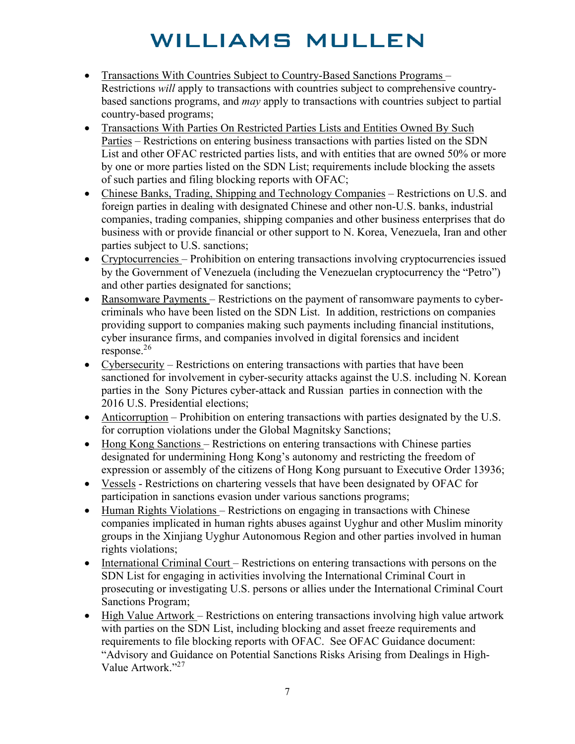- <u>Transactions With Countries Subject to Country-Based Sanctions Programs</u> – Restrictions *will* apply to transactions with countries subject to comprehensive country-based sanctions programs, and *may* apply to transactions with countries subject to partial country-based programs;
- <u>Transactions With Parties On Restricted Parties Lists and Entities Owned By Such Parties</u> – Restrictions on entering business transactions with parties listed on the SDN List and other OFAC restricted parties lists, and with entities that are owned 50% or more by one or more parties listed on the SDN List; requirements include blocking the assets of such parties and filing blocking reports with OFAC;
- <u>Chinese Banks, Trading, Shipping and Technology Companies</u> – Restrictions on U.S. and foreign parties in dealing with designated Chinese and other non-U.S. banks, industrial companies, trading companies, shipping companies and other business enterprises that do business with or provide financial or other support to N. Korea, Venezuela, Iran and other parties subject to U.S. sanctions;
- <u>Cryptocurrencies</u> – Prohibition on entering transactions involving cryptocurrencies issued by the Government of Venezuela (including the Venezuelan cryptocurrency the "Petro") and other parties designated for sanctions;
- <u>Ransomware Payments</u> – Restrictions on the payment of ransomware payments to cyber-criminals who have been listed on the SDN List. In addition, restrictions on companies providing support to companies making such payments including financial institutions, cyber insurance firms, and companies involved in digital forensics and incident response.[26]
- <u>Cybersecurity</u> – Restrictions on entering transactions with parties that have been sanctioned for involvement in cyber-security attacks against the U.S. including N. Korean parties in the Sony Pictures cyber-attack and Russian parties in connection with the 2016 U.S. Presidential elections;
- <u>Anticorruption</u> – Prohibition on entering transactions with parties designated by the U.S. for corruption violations under the Global Magnitsky Sanctions;
- <u>Hong Kong Sanctions</u> – Restrictions on entering transactions with Chinese parties designated for undermining Hong Kong's autonomy and restricting the freedom of expression or assembly of the citizens of Hong Kong pursuant to Executive Order 13936;
- <u>Vessels</u> - Restrictions on chartering vessels that have been designated by OFAC for participation in sanctions evasion under various sanctions programs;
- <u>Human Rights Violations</u> – Restrictions on engaging in transactions with Chinese companies implicated in human rights abuses against Uyghur and other Muslim minority groups in the Xinjiang Uyghur Autonomous Region and other parties involved in human rights violations;
- <u>International Criminal Court</u> – Restrictions on entering transactions with persons on the SDN List for engaging in activities involving the International Criminal Court in prosecuting or investigating U.S. persons or allies under the International Criminal Court Sanctions Program;
- <u>High Value Artwork</u> – Restrictions on entering transactions involving high value artwork with parties on the SDN List, including blocking and asset freeze requirements and requirements to file blocking reports with OFAC. See OFAC Guidance document: "Advisory and Guidance on Potential Sanctions Risks Arising from Dealings in High-Value Artwork."[27]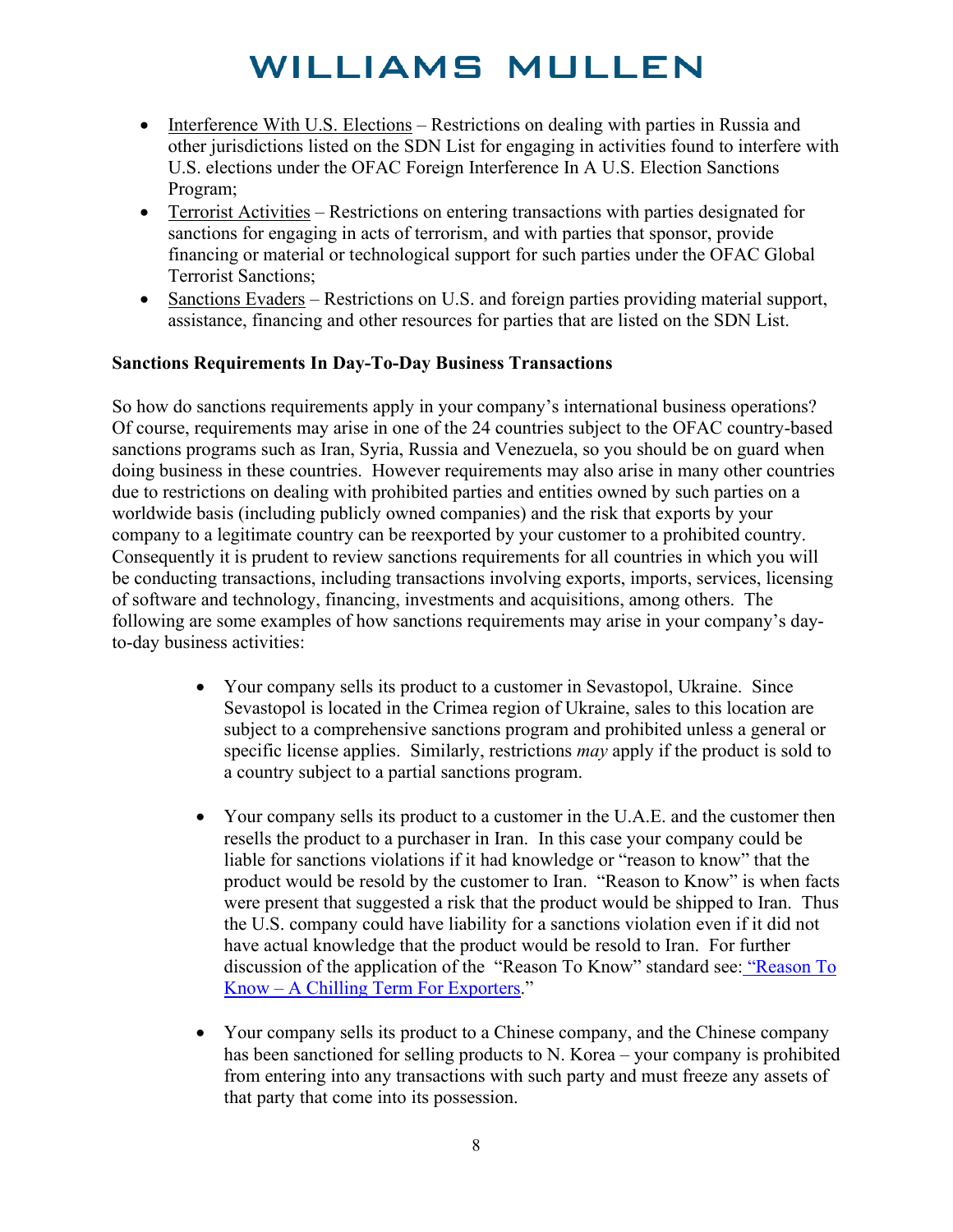- Interference With U.S. Elections – Restrictions on dealing with parties in Russia and other jurisdictions listed on the SDN List for engaging in activities found to interfere with U.S. elections under the OFAC Foreign Interference In A U.S. Election Sanctions Program;
- Terrorist Activities – Restrictions on entering transactions with parties designated for sanctions for engaging in acts of terrorism, and with parties that sponsor, provide financing or material or technological support for such parties under the OFAC Global Terrorist Sanctions;
- Sanctions Evaders – Restrictions on U.S. and foreign parties providing material support, assistance, financing and other resources for parties that are listed on the SDN List.

**Sanctions Requirements In Day-To-Day Business Transactions**

So how do sanctions requirements apply in your company's international business operations? Of course, requirements may arise in one of the 24 countries subject to the OFAC country-based sanctions programs such as Iran, Syria, Russia and Venezuela, so you should be on guard when doing business in these countries. However requirements may also arise in many other countries due to restrictions on dealing with prohibited parties and entities owned by such parties on a worldwide basis (including publicly owned companies) and the risk that exports by your company to a legitimate country can be reexported by your customer to a prohibited country. Consequently it is prudent to review sanctions requirements for all countries in which you will be conducting transactions, including transactions involving exports, imports, services, licensing of software and technology, financing, investments and acquisitions, among others. The following are some examples of how sanctions requirements may arise in your company's day-to-day business activities:

- Your company sells its product to a customer in Sevastopol, Ukraine. Since Sevastopol is located in the Crimea region of Ukraine, sales to this location are subject to a comprehensive sanctions program and prohibited unless a general or specific license applies. Similarly, restrictions *may* apply if the product is sold to a country subject to a partial sanctions program.

- Your company sells its product to a customer in the U.A.E. and the customer then resells the product to a purchaser in Iran. In this case your company could be liable for sanctions violations if it had knowledge or "reason to know" that the product would be resold by the customer to Iran. "Reason to Know" is when facts were present that suggested a risk that the product would be shipped to Iran. Thus the U.S. company could have liability for a sanctions violation even if it did not have actual knowledge that the product would be resold to Iran. For further discussion of the application of the "Reason To Know" standard see: "Reason To Know – A Chilling Term For Exporters."

- Your company sells its product to a Chinese company, and the Chinese company has been sanctioned for selling products to N. Korea – your company is prohibited from entering into any transactions with such party and must freeze any assets of that party that come into its possession.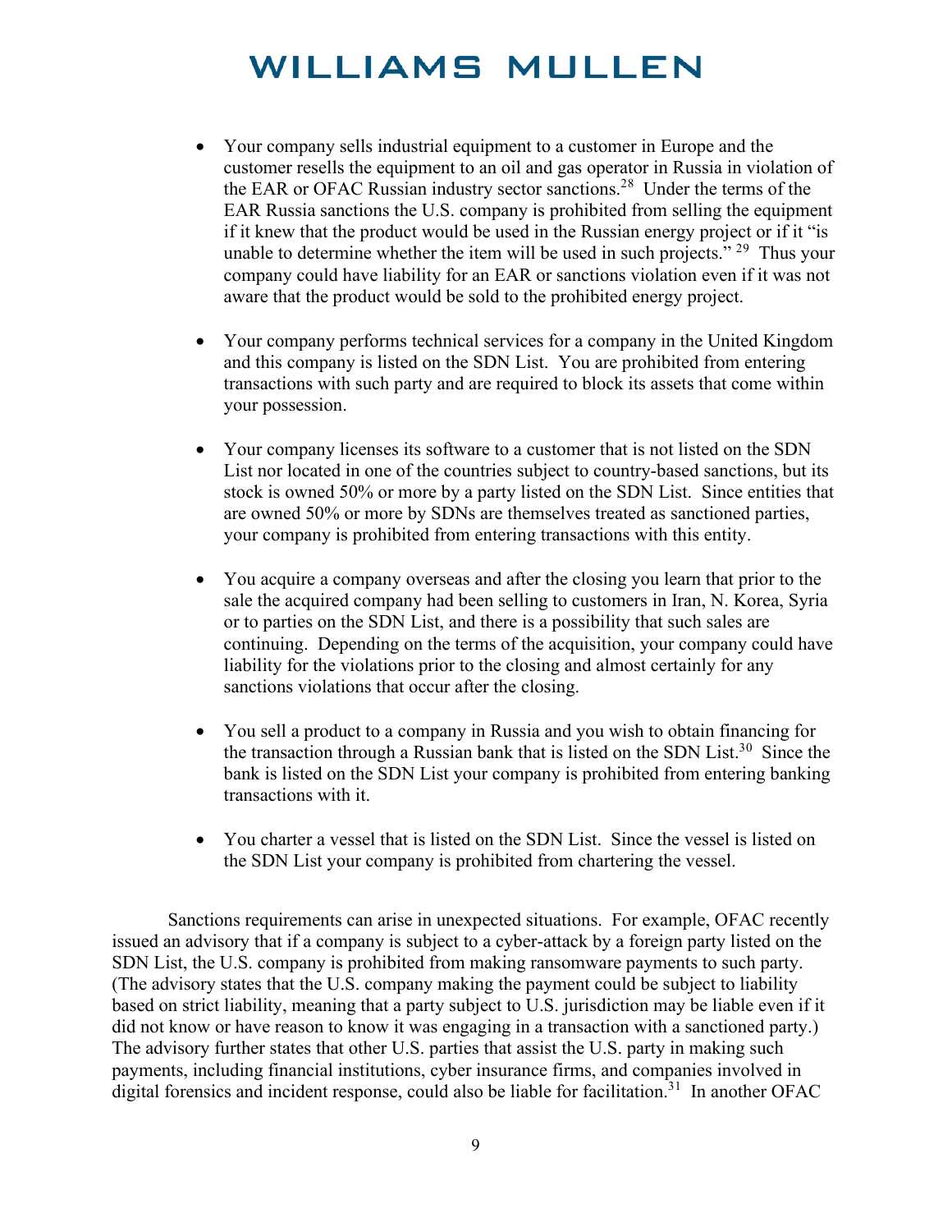- Your company sells industrial equipment to a customer in Europe and the customer resells the equipment to an oil and gas operator in Russia in violation of the EAR or OFAC Russian industry sector sanctions.[28] Under the terms of the EAR Russia sanctions the U.S. company is prohibited from selling the equipment if it knew that the product would be used in the Russian energy project or if it "is unable to determine whether the item will be used in such projects." [29] Thus your company could have liability for an EAR or sanctions violation even if it was not aware that the product would be sold to the prohibited energy project.

- Your company performs technical services for a company in the United Kingdom and this company is listed on the SDN List. You are prohibited from entering transactions with such party and are required to block its assets that come within your possession.

- Your company licenses its software to a customer that is not listed on the SDN List nor located in one of the countries subject to country-based sanctions, but its stock is owned 50% or more by a party listed on the SDN List. Since entities that are owned 50% or more by SDNs are themselves treated as sanctioned parties, your company is prohibited from entering transactions with this entity.

- You acquire a company overseas and after the closing you learn that prior to the sale the acquired company had been selling to customers in Iran, N. Korea, Syria or to parties on the SDN List, and there is a possibility that such sales are continuing. Depending on the terms of the acquisition, your company could have liability for the violations prior to the closing and almost certainly for any sanctions violations that occur after the closing.

- You sell a product to a company in Russia and you wish to obtain financing for the transaction through a Russian bank that is listed on the SDN List.[30] Since the bank is listed on the SDN List your company is prohibited from entering banking transactions with it.

- You charter a vessel that is listed on the SDN List. Since the vessel is listed on the SDN List your company is prohibited from chartering the vessel.

Sanctions requirements can arise in unexpected situations. For example, OFAC recently issued an advisory that if a company is subject to a cyber-attack by a foreign party listed on the SDN List, the U.S. company is prohibited from making ransomware payments to such party. (The advisory states that the U.S. company making the payment could be subject to liability based on strict liability, meaning that a party subject to U.S. jurisdiction may be liable even if it did not know or have reason to know it was engaging in a transaction with a sanctioned party.) The advisory further states that other U.S. parties that assist the U.S. party in making such payments, including financial institutions, cyber insurance firms, and companies involved in digital forensics and incident response, could also be liable for facilitation.[31] In another OFAC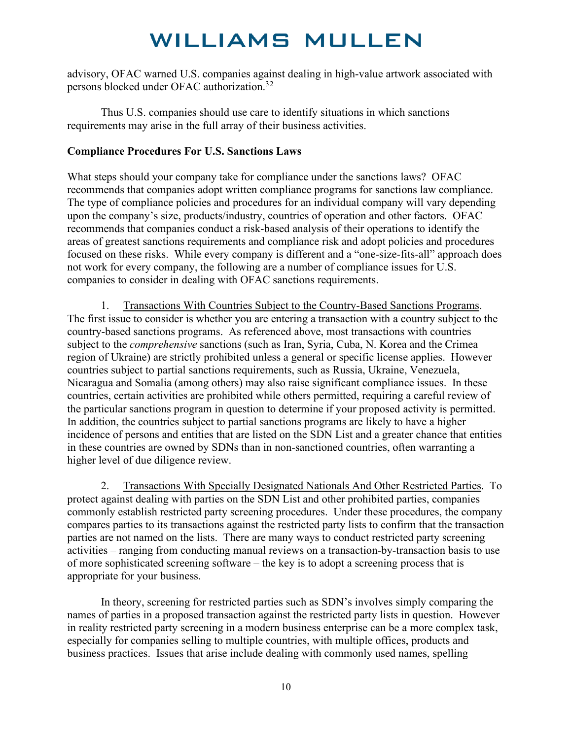advisory, OFAC warned U.S. companies against dealing in high-value artwork associated with persons blocked under OFAC authorization.[32]

Thus U.S. companies should use care to identify situations in which sanctions requirements may arise in the full array of their business activities.

**Compliance Procedures For U.S. Sanctions Laws**

What steps should your company take for compliance under the sanctions laws? OFAC recommends that companies adopt written compliance programs for sanctions law compliance. The type of compliance policies and procedures for an individual company will vary depending upon the company's size, products/industry, countries of operation and other factors. OFAC recommends that companies conduct a risk-based analysis of their operations to identify the areas of greatest sanctions requirements and compliance risk and adopt policies and procedures focused on these risks. While every company is different and a "one-size-fits-all" approach does not work for every company, the following are a number of compliance issues for U.S. companies to consider in dealing with OFAC sanctions requirements.

1. <u>Transactions With Countries Subject to the Country-Based Sanctions Programs</u>. The first issue to consider is whether you are entering a transaction with a country subject to the country-based sanctions programs. As referenced above, most transactions with countries subject to the *comprehensive* sanctions (such as Iran, Syria, Cuba, N. Korea and the Crimea region of Ukraine) are strictly prohibited unless a general or specific license applies. However countries subject to partial sanctions requirements, such as Russia, Ukraine, Venezuela, Nicaragua and Somalia (among others) may also raise significant compliance issues. In these countries, certain activities are prohibited while others permitted, requiring a careful review of the particular sanctions program in question to determine if your proposed activity is permitted. In addition, the countries subject to partial sanctions programs are likely to have a higher incidence of persons and entities that are listed on the SDN List and a greater chance that entities in these countries are owned by SDNs than in non-sanctioned countries, often warranting a higher level of due diligence review.

2. <u>Transactions With Specially Designated Nationals And Other Restricted Parties</u>. To protect against dealing with parties on the SDN List and other prohibited parties, companies commonly establish restricted party screening procedures. Under these procedures, the company compares parties to its transactions against the restricted party lists to confirm that the transaction parties are not named on the lists. There are many ways to conduct restricted party screening activities – ranging from conducting manual reviews on a transaction-by-transaction basis to use of more sophisticated screening software – the key is to adopt a screening process that is appropriate for your business.

In theory, screening for restricted parties such as SDN's involves simply comparing the names of parties in a proposed transaction against the restricted party lists in question. However in reality restricted party screening in a modern business enterprise can be a more complex task, especially for companies selling to multiple countries, with multiple offices, products and business practices. Issues that arise include dealing with commonly used names, spelling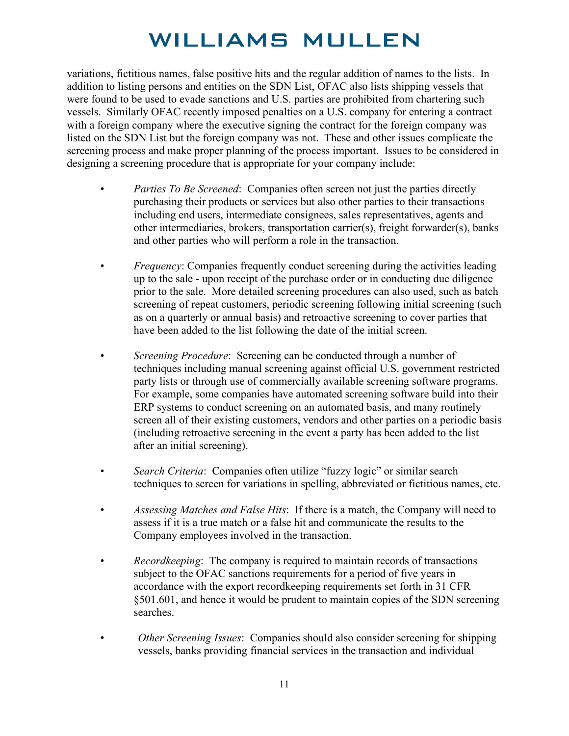variations, fictitious names, false positive hits and the regular addition of names to the lists. In addition to listing persons and entities on the SDN List, OFAC also lists shipping vessels that were found to be used to evade sanctions and U.S. parties are prohibited from chartering such vessels. Similarly OFAC recently imposed penalties on a U.S. company for entering a contract with a foreign company where the executive signing the contract for the foreign company was listed on the SDN List but the foreign company was not. These and other issues complicate the screening process and make proper planning of the process important. Issues to be considered in designing a screening procedure that is appropriate for your company include:

- *Parties To Be Screened*: Companies often screen not just the parties directly purchasing their products or services but also other parties to their transactions including end users, intermediate consignees, sales representatives, agents and other intermediaries, brokers, transportation carrier(s), freight forwarder(s), banks and other parties who will perform a role in the transaction.

- *Frequency*: Companies frequently conduct screening during the activities leading up to the sale - upon receipt of the purchase order or in conducting due diligence prior to the sale. More detailed screening procedures can also used, such as batch screening of repeat customers, periodic screening following initial screening (such as on a quarterly or annual basis) and retroactive screening to cover parties that have been added to the list following the date of the initial screen.

- *Screening Procedure*: Screening can be conducted through a number of techniques including manual screening against official U.S. government restricted party lists or through use of commercially available screening software programs. For example, some companies have automated screening software build into their ERP systems to conduct screening on an automated basis, and many routinely screen all of their existing customers, vendors and other parties on a periodic basis (including retroactive screening in the event a party has been added to the list after an initial screening).

- *Search Criteria*: Companies often utilize "fuzzy logic" or similar search techniques to screen for variations in spelling, abbreviated or fictitious names, etc.

- *Assessing Matches and False Hits*: If there is a match, the Company will need to assess if it is a true match or a false hit and communicate the results to the Company employees involved in the transaction.

- *Recordkeeping*: The company is required to maintain records of transactions subject to the OFAC sanctions requirements for a period of five years in accordance with the export recordkeeping requirements set forth in 31 CFR §501.601, and hence it would be prudent to maintain copies of the SDN screening searches.

- *Other Screening Issues*: Companies should also consider screening for shipping vessels, banks providing financial services in the transaction and individual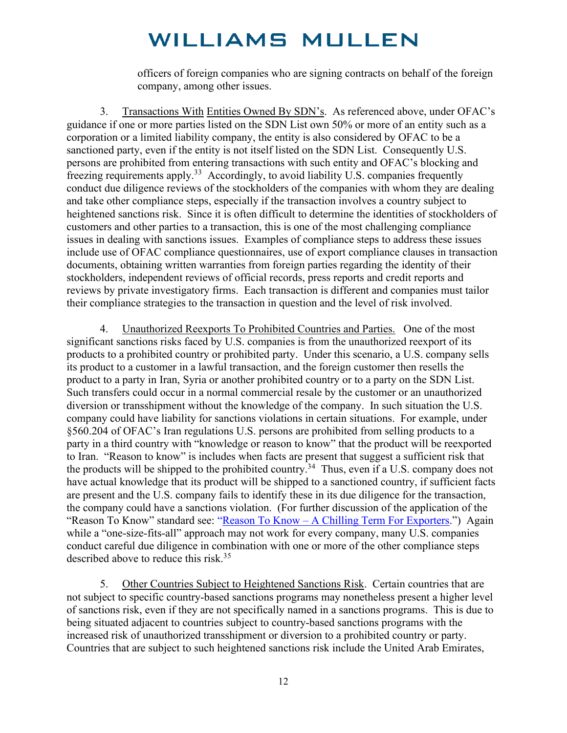officers of foreign companies who are signing contracts on behalf of the foreign company, among other issues.

3. Transactions With Entities Owned By SDN's. As referenced above, under OFAC's guidance if one or more parties listed on the SDN List own 50% or more of an entity such as a corporation or a limited liability company, the entity is also considered by OFAC to be a sanctioned party, even if the entity is not itself listed on the SDN List. Consequently U.S. persons are prohibited from entering transactions with such entity and OFAC's blocking and freezing requirements apply.[33] Accordingly, to avoid liability U.S. companies frequently conduct due diligence reviews of the stockholders of the companies with whom they are dealing and take other compliance steps, especially if the transaction involves a country subject to heightened sanctions risk. Since it is often difficult to determine the identities of stockholders of customers and other parties to a transaction, this is one of the most challenging compliance issues in dealing with sanctions issues. Examples of compliance steps to address these issues include use of OFAC compliance questionnaires, use of export compliance clauses in transaction documents, obtaining written warranties from foreign parties regarding the identity of their stockholders, independent reviews of official records, press reports and credit reports and reviews by private investigatory firms. Each transaction is different and companies must tailor their compliance strategies to the transaction in question and the level of risk involved.

4. Unauthorized Reexports To Prohibited Countries and Parties. One of the most significant sanctions risks faced by U.S. companies is from the unauthorized reexport of its products to a prohibited country or prohibited party. Under this scenario, a U.S. company sells its product to a customer in a lawful transaction, and the foreign customer then resells the product to a party in Iran, Syria or another prohibited country or to a party on the SDN List. Such transfers could occur in a normal commercial resale by the customer or an unauthorized diversion or transshipment without the knowledge of the company. In such situation the U.S. company could have liability for sanctions violations in certain situations. For example, under §560.204 of OFAC's Iran regulations U.S. persons are prohibited from selling products to a party in a third country with "knowledge or reason to know" that the product will be reexported to Iran. "Reason to know" is includes when facts are present that suggest a sufficient risk that the products will be shipped to the prohibited country.[34] Thus, even if a U.S. company does not have actual knowledge that its product will be shipped to a sanctioned country, if sufficient facts are present and the U.S. company fails to identify these in its due diligence for the transaction, the company could have a sanctions violation. (For further discussion of the application of the "Reason To Know" standard see: "Reason To Know – A Chilling Term For Exporters.") Again while a "one-size-fits-all" approach may not work for every company, many U.S. companies conduct careful due diligence in combination with one or more of the other compliance steps described above to reduce this risk.[35]

5. Other Countries Subject to Heightened Sanctions Risk. Certain countries that are not subject to specific country-based sanctions programs may nonetheless present a higher level of sanctions risk, even if they are not specifically named in a sanctions programs. This is due to being situated adjacent to countries subject to country-based sanctions programs with the increased risk of unauthorized transshipment or diversion to a prohibited country or party. Countries that are subject to such heightened sanctions risk include the United Arab Emirates,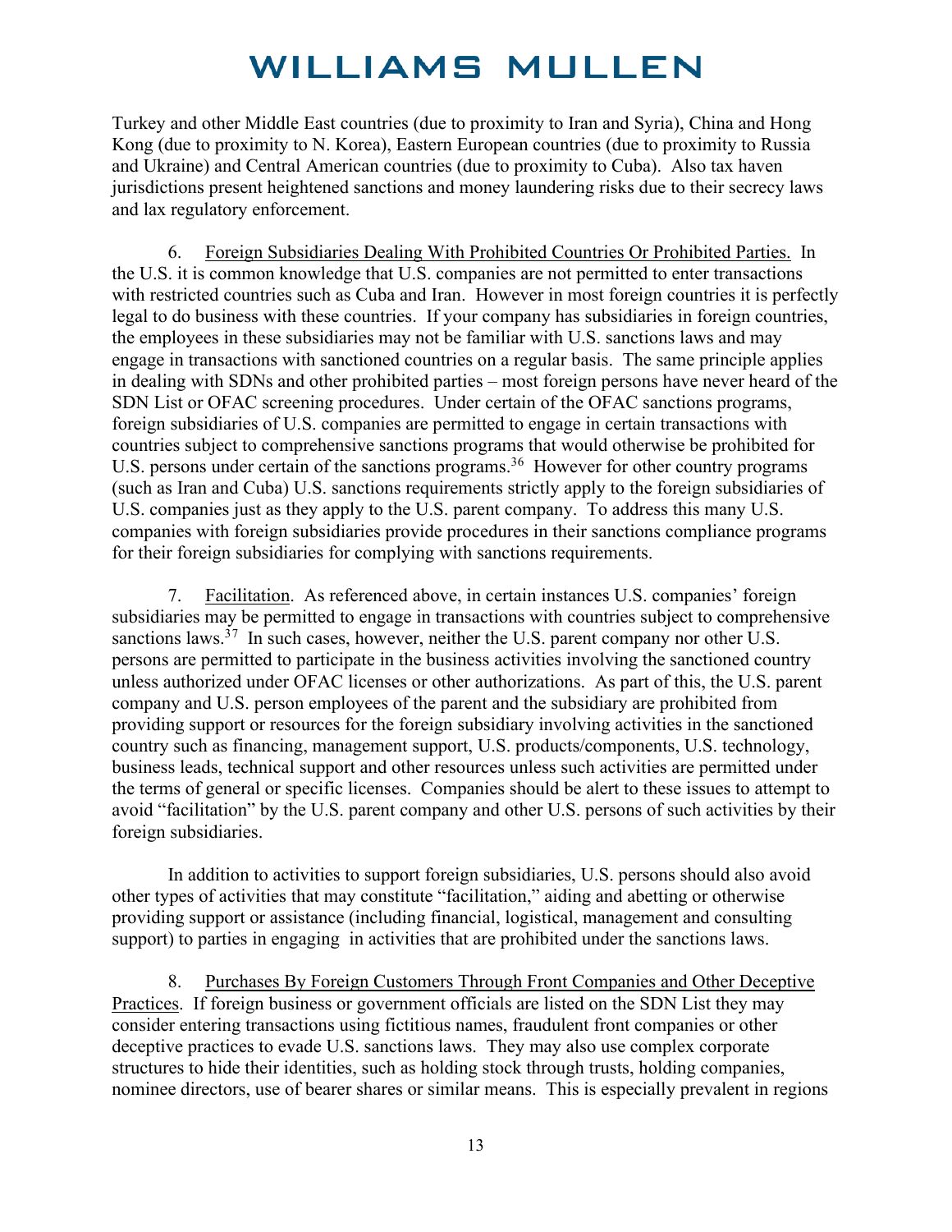Turkey and other Middle East countries (due to proximity to Iran and Syria), China and Hong Kong (due to proximity to N. Korea), Eastern European countries (due to proximity to Russia and Ukraine) and Central American countries (due to proximity to Cuba). Also tax haven jurisdictions present heightened sanctions and money laundering risks due to their secrecy laws and lax regulatory enforcement.

6. Foreign Subsidiaries Dealing With Prohibited Countries Or Prohibited Parties. In the U.S. it is common knowledge that U.S. companies are not permitted to enter transactions with restricted countries such as Cuba and Iran. However in most foreign countries it is perfectly legal to do business with these countries. If your company has subsidiaries in foreign countries, the employees in these subsidiaries may not be familiar with U.S. sanctions laws and may engage in transactions with sanctioned countries on a regular basis. The same principle applies in dealing with SDNs and other prohibited parties – most foreign persons have never heard of the SDN List or OFAC screening procedures. Under certain of the OFAC sanctions programs, foreign subsidiaries of U.S. companies are permitted to engage in certain transactions with countries subject to comprehensive sanctions programs that would otherwise be prohibited for U.S. persons under certain of the sanctions programs.[36] However for other country programs (such as Iran and Cuba) U.S. sanctions requirements strictly apply to the foreign subsidiaries of U.S. companies just as they apply to the U.S. parent company. To address this many U.S. companies with foreign subsidiaries provide procedures in their sanctions compliance programs for their foreign subsidiaries for complying with sanctions requirements.

7. Facilitation. As referenced above, in certain instances U.S. companies' foreign subsidiaries may be permitted to engage in transactions with countries subject to comprehensive sanctions laws.[37] In such cases, however, neither the U.S. parent company nor other U.S. persons are permitted to participate in the business activities involving the sanctioned country unless authorized under OFAC licenses or other authorizations. As part of this, the U.S. parent company and U.S. person employees of the parent and the subsidiary are prohibited from providing support or resources for the foreign subsidiary involving activities in the sanctioned country such as financing, management support, U.S. products/components, U.S. technology, business leads, technical support and other resources unless such activities are permitted under the terms of general or specific licenses. Companies should be alert to these issues to attempt to avoid "facilitation" by the U.S. parent company and other U.S. persons of such activities by their foreign subsidiaries.

In addition to activities to support foreign subsidiaries, U.S. persons should also avoid other types of activities that may constitute "facilitation," aiding and abetting or otherwise providing support or assistance (including financial, logistical, management and consulting support) to parties in engaging in activities that are prohibited under the sanctions laws.

8. Purchases By Foreign Customers Through Front Companies and Other Deceptive Practices. If foreign business or government officials are listed on the SDN List they may consider entering transactions using fictitious names, fraudulent front companies or other deceptive practices to evade U.S. sanctions laws. They may also use complex corporate structures to hide their identities, such as holding stock through trusts, holding companies, nominee directors, use of bearer shares or similar means. This is especially prevalent in regions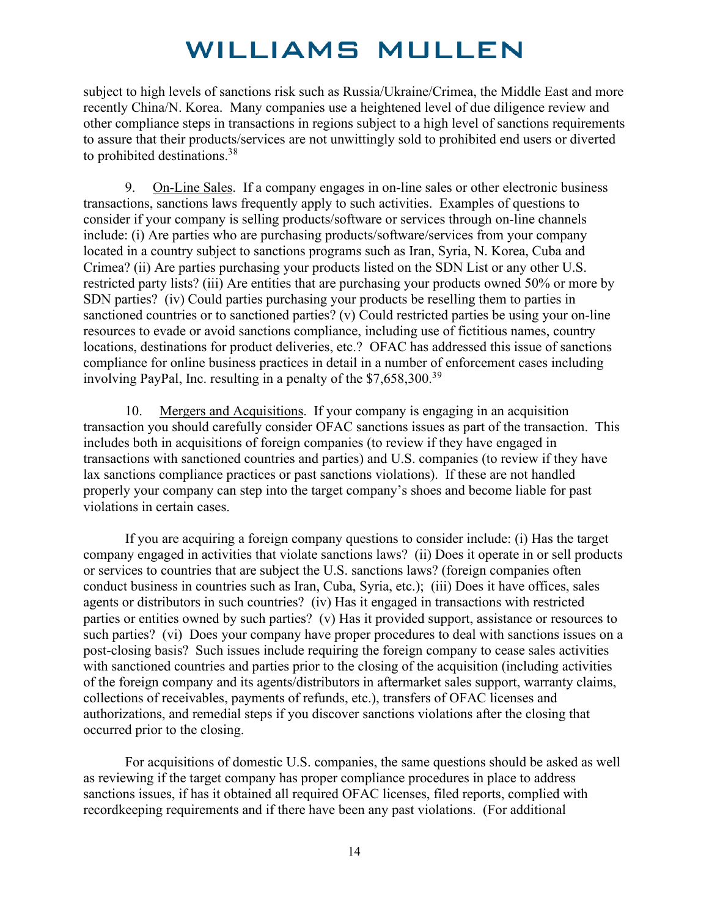subject to high levels of sanctions risk such as Russia/Ukraine/Crimea, the Middle East and more recently China/N. Korea. Many companies use a heightened level of due diligence review and other compliance steps in transactions in regions subject to a high level of sanctions requirements to assure that their products/services are not unwittingly sold to prohibited end users or diverted to prohibited destinations.[38]

9. <u>On-Line Sales</u>. If a company engages in on-line sales or other electronic business transactions, sanctions laws frequently apply to such activities. Examples of questions to consider if your company is selling products/software or services through on-line channels include: (i) Are parties who are purchasing products/software/services from your company located in a country subject to sanctions programs such as Iran, Syria, N. Korea, Cuba and Crimea? (ii) Are parties purchasing your products listed on the SDN List or any other U.S. restricted party lists? (iii) Are entities that are purchasing your products owned 50% or more by SDN parties? (iv) Could parties purchasing your products be reselling them to parties in sanctioned countries or to sanctioned parties? (v) Could restricted parties be using your on-line resources to evade or avoid sanctions compliance, including use of fictitious names, country locations, destinations for product deliveries, etc.? OFAC has addressed this issue of sanctions compliance for online business practices in detail in a number of enforcement cases including involving PayPal, Inc. resulting in a penalty of the $7,658,300.[39]

10. <u>Mergers and Acquisitions</u>. If your company is engaging in an acquisition transaction you should carefully consider OFAC sanctions issues as part of the transaction. This includes both in acquisitions of foreign companies (to review if they have engaged in transactions with sanctioned countries and parties) and U.S. companies (to review if they have lax sanctions compliance practices or past sanctions violations). If these are not handled properly your company can step into the target company's shoes and become liable for past violations in certain cases.

If you are acquiring a foreign company questions to consider include: (i) Has the target company engaged in activities that violate sanctions laws? (ii) Does it operate in or sell products or services to countries that are subject the U.S. sanctions laws? (foreign companies often conduct business in countries such as Iran, Cuba, Syria, etc.); (iii) Does it have offices, sales agents or distributors in such countries? (iv) Has it engaged in transactions with restricted parties or entities owned by such parties? (v) Has it provided support, assistance or resources to such parties? (vi) Does your company have proper procedures to deal with sanctions issues on a post-closing basis? Such issues include requiring the foreign company to cease sales activities with sanctioned countries and parties prior to the closing of the acquisition (including activities of the foreign company and its agents/distributors in aftermarket sales support, warranty claims, collections of receivables, payments of refunds, etc.), transfers of OFAC licenses and authorizations, and remedial steps if you discover sanctions violations after the closing that occurred prior to the closing.

For acquisitions of domestic U.S. companies, the same questions should be asked as well as reviewing if the target company has proper compliance procedures in place to address sanctions issues, if has it obtained all required OFAC licenses, filed reports, complied with recordkeeping requirements and if there have been any past violations. (For additional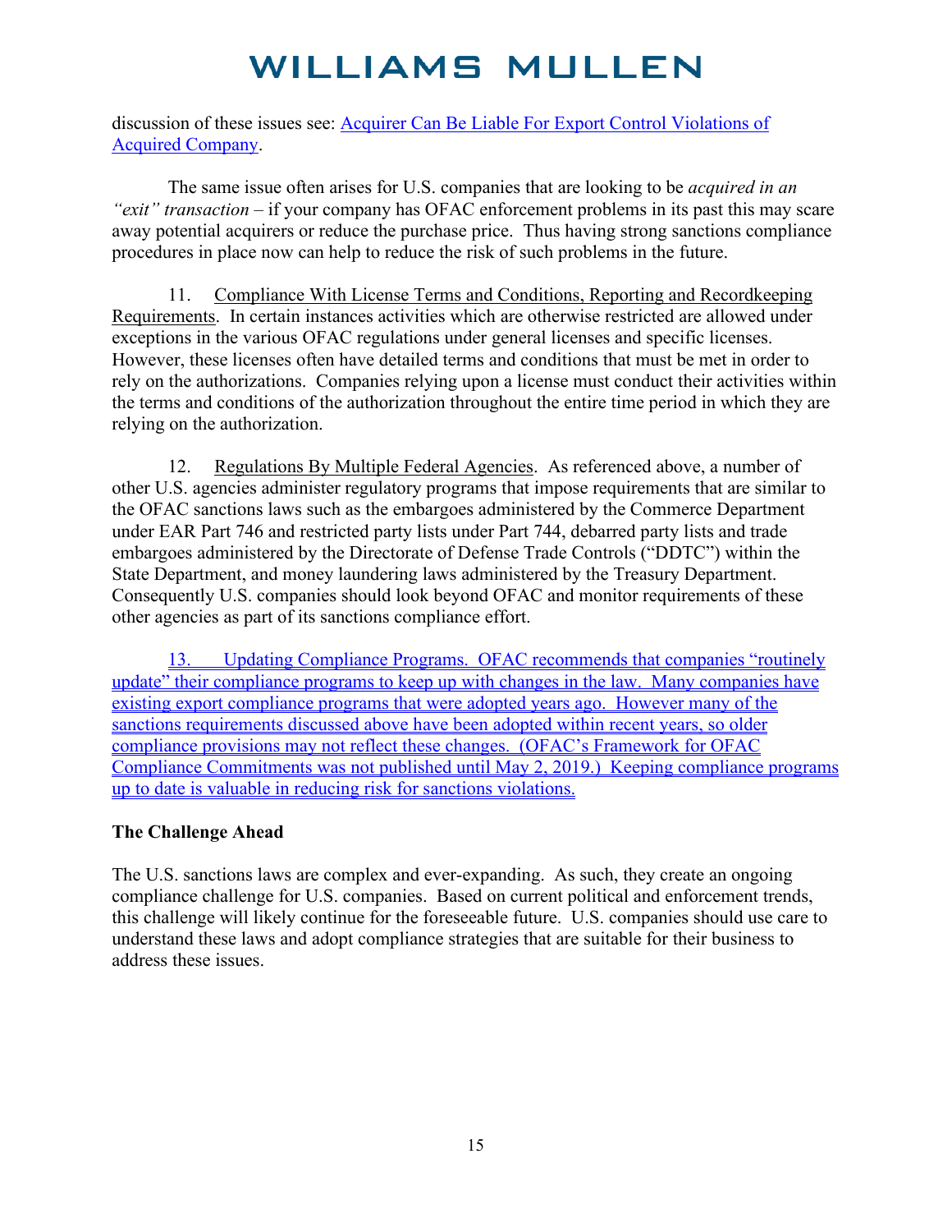discussion of these issues see: Acquirer Can Be Liable For Export Control Violations of Acquired Company.

The same issue often arises for U.S. companies that are looking to be *acquired in an "exit" transaction* – if your company has OFAC enforcement problems in its past this may scare away potential acquirers or reduce the purchase price. Thus having strong sanctions compliance procedures in place now can help to reduce the risk of such problems in the future.

11. Compliance With License Terms and Conditions, Reporting and Recordkeeping Requirements. In certain instances activities which are otherwise restricted are allowed under exceptions in the various OFAC regulations under general licenses and specific licenses. However, these licenses often have detailed terms and conditions that must be met in order to rely on the authorizations. Companies relying upon a license must conduct their activities within the terms and conditions of the authorization throughout the entire time period in which they are relying on the authorization.

12. Regulations By Multiple Federal Agencies. As referenced above, a number of other U.S. agencies administer regulatory programs that impose requirements that are similar to the OFAC sanctions laws such as the embargoes administered by the Commerce Department under EAR Part 746 and restricted party lists under Part 744, debarred party lists and trade embargoes administered by the Directorate of Defense Trade Controls ("DDTC") within the State Department, and money laundering laws administered by the Treasury Department. Consequently U.S. companies should look beyond OFAC and monitor requirements of these other agencies as part of its sanctions compliance effort.

13. Updating Compliance Programs. OFAC recommends that companies "routinely update" their compliance programs to keep up with changes in the law. Many companies have existing export compliance programs that were adopted years ago. However many of the sanctions requirements discussed above have been adopted within recent years, so older compliance provisions may not reflect these changes. (OFAC's Framework for OFAC Compliance Commitments was not published until May 2, 2019.) Keeping compliance programs up to date is valuable in reducing risk for sanctions violations.

**The Challenge Ahead**

The U.S. sanctions laws are complex and ever-expanding. As such, they create an ongoing compliance challenge for U.S. companies. Based on current political and enforcement trends, this challenge will likely continue for the foreseeable future. U.S. companies should use care to understand these laws and adopt compliance strategies that are suitable for their business to address these issues.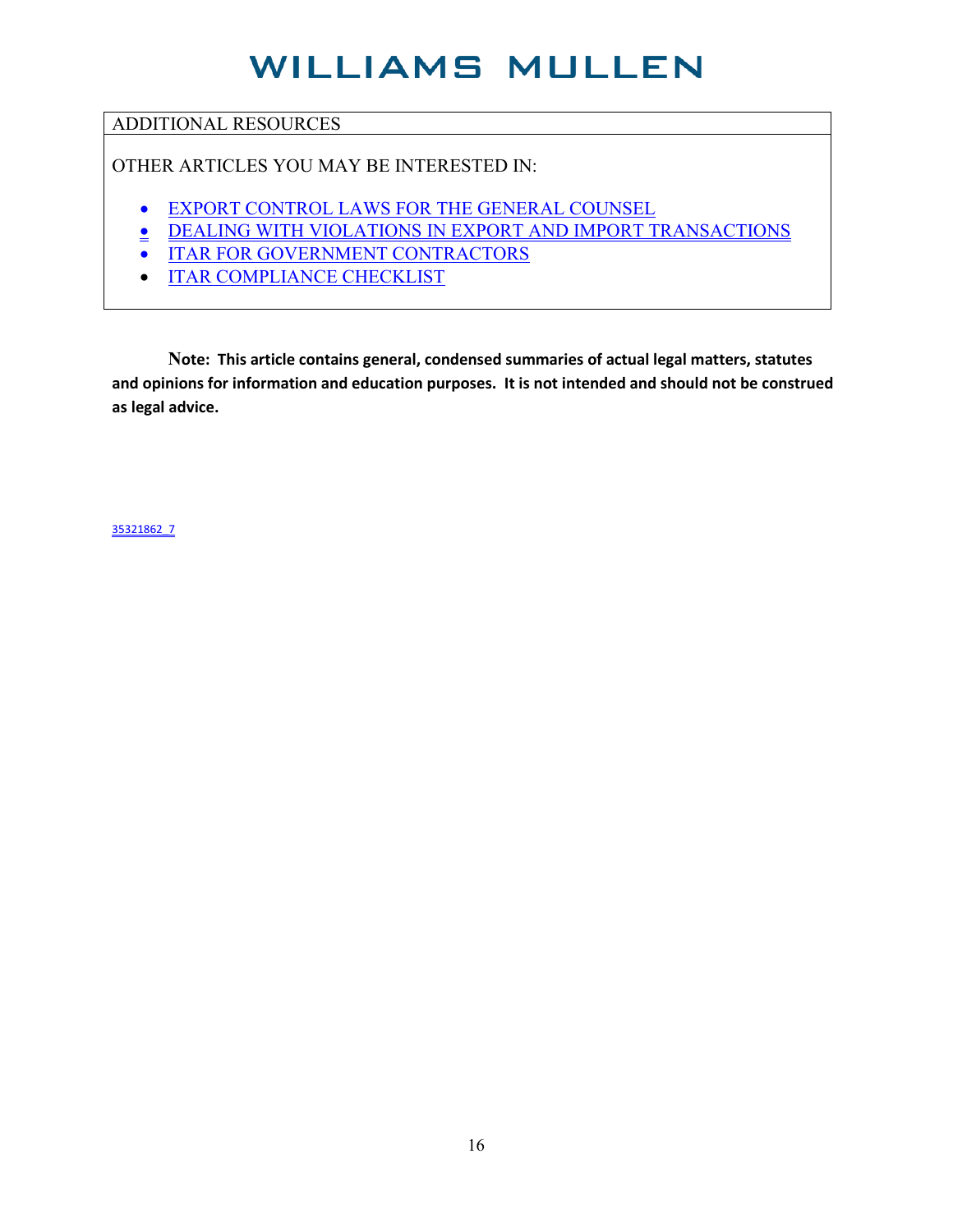ADDITIONAL RESOURCES

OTHER ARTICLES YOU MAY BE INTERESTED IN:

- EXPORT CONTROL LAWS FOR THE GENERAL COUNSEL
- DEALING WITH VIOLATIONS IN EXPORT AND IMPORT TRANSACTIONS
- ITAR FOR GOVERNMENT CONTRACTORS
- ITAR COMPLIANCE CHECKLIST

**Note: This article contains general, condensed summaries of actual legal matters, statutes and opinions for information and education purposes. It is not intended and should not be construed as legal advice.**

35321862_7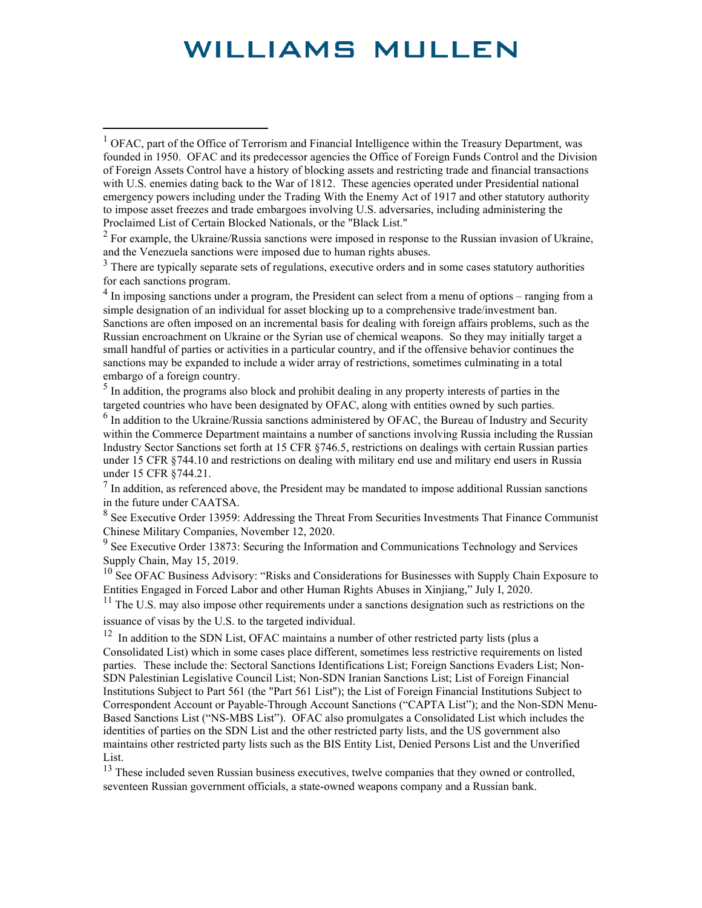[1] OFAC, part of the Office of Terrorism and Financial Intelligence within the Treasury Department, was founded in 1950. OFAC and its predecessor agencies the Office of Foreign Funds Control and the Division of Foreign Assets Control have a history of blocking assets and restricting trade and financial transactions with U.S. enemies dating back to the War of 1812. These agencies operated under Presidential national emergency powers including under the Trading With the Enemy Act of 1917 and other statutory authority to impose asset freezes and trade embargoes involving U.S. adversaries, including administering the Proclaimed List of Certain Blocked Nationals, or the "Black List."

[2] For example, the Ukraine/Russia sanctions were imposed in response to the Russian invasion of Ukraine, and the Venezuela sanctions were imposed due to human rights abuses.

[3] There are typically separate sets of regulations, executive orders and in some cases statutory authorities for each sanctions program.

[4] In imposing sanctions under a program, the President can select from a menu of options – ranging from a simple designation of an individual for asset blocking up to a comprehensive trade/investment ban. Sanctions are often imposed on an incremental basis for dealing with foreign affairs problems, such as the Russian encroachment on Ukraine or the Syrian use of chemical weapons. So they may initially target a small handful of parties or activities in a particular country, and if the offensive behavior continues the sanctions may be expanded to include a wider array of restrictions, sometimes culminating in a total embargo of a foreign country.

[5] In addition, the programs also block and prohibit dealing in any property interests of parties in the targeted countries who have been designated by OFAC, along with entities owned by such parties.

[6] In addition to the Ukraine/Russia sanctions administered by OFAC, the Bureau of Industry and Security within the Commerce Department maintains a number of sanctions involving Russia including the Russian Industry Sector Sanctions set forth at 15 CFR §746.5, restrictions on dealings with certain Russian parties under 15 CFR §744.10 and restrictions on dealing with military end use and military end users in Russia under 15 CFR §744.21.

[7] In addition, as referenced above, the President may be mandated to impose additional Russian sanctions in the future under CAATSA.

[8] See Executive Order 13959: Addressing the Threat From Securities Investments That Finance Communist Chinese Military Companies, November 12, 2020.

[9] See Executive Order 13873: Securing the Information and Communications Technology and Services Supply Chain, May 15, 2019.

[10] See OFAC Business Advisory: "Risks and Considerations for Businesses with Supply Chain Exposure to Entities Engaged in Forced Labor and other Human Rights Abuses in Xinjiang," July I, 2020.

[11] The U.S. may also impose other requirements under a sanctions designation such as restrictions on the issuance of visas by the U.S. to the targeted individual.

[12] In addition to the SDN List, OFAC maintains a number of other restricted party lists (plus a Consolidated List) which in some cases place different, sometimes less restrictive requirements on listed parties. These include the: Sectoral Sanctions Identifications List; Foreign Sanctions Evaders List; Non-SDN Palestinian Legislative Council List; Non-SDN Iranian Sanctions List; List of Foreign Financial Institutions Subject to Part 561 (the "Part 561 List"); the List of Foreign Financial Institutions Subject to Correspondent Account or Payable-Through Account Sanctions ("CAPTA List"); and the Non-SDN Menu-Based Sanctions List ("NS-MBS List"). OFAC also promulgates a Consolidated List which includes the identities of parties on the SDN List and the other restricted party lists, and the US government also maintains other restricted party lists such as the BIS Entity List, Denied Persons List and the Unverified List.

[13] These included seven Russian business executives, twelve companies that they owned or controlled, seventeen Russian government officials, a state-owned weapons company and a Russian bank.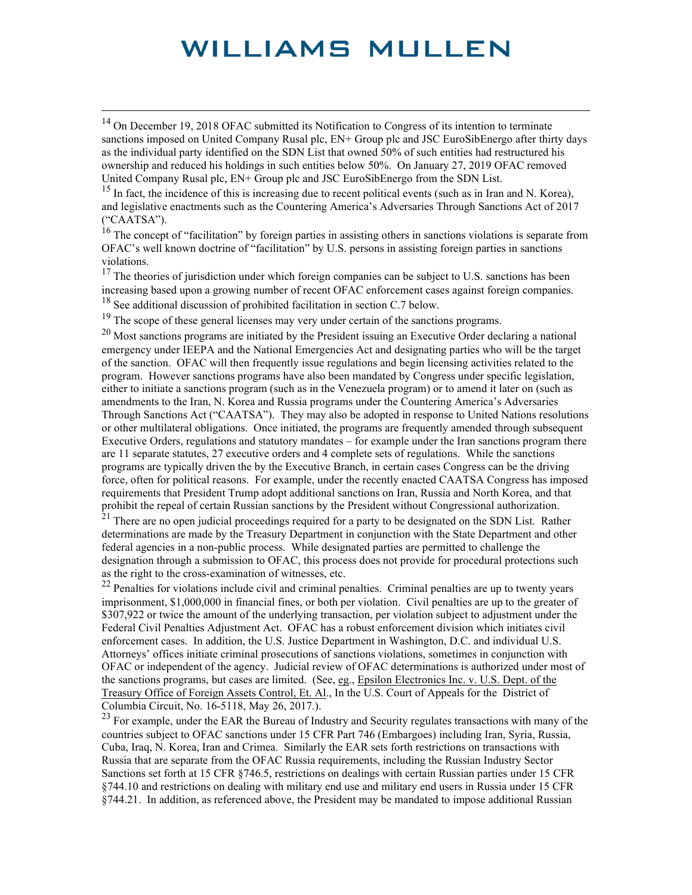[14] On December 19, 2018 OFAC submitted its Notification to Congress of its intention to terminate sanctions imposed on United Company Rusal plc, EN+ Group plc and JSC EuroSibEnergo after thirty days as the individual party identified on the SDN List that owned 50% of such entities had restructured his ownership and reduced his holdings in such entities below 50%. On January 27, 2019 OFAC removed United Company Rusal plc, EN+ Group plc and JSC EuroSibEnergo from the SDN List.

[15] In fact, the incidence of this is increasing due to recent political events (such as in Iran and N. Korea), and legislative enactments such as the Countering America's Adversaries Through Sanctions Act of 2017 ("CAATSA").

[16] The concept of "facilitation" by foreign parties in assisting others in sanctions violations is separate from OFAC's well known doctrine of "facilitation" by U.S. persons in assisting foreign parties in sanctions violations.

[17] The theories of jurisdiction under which foreign companies can be subject to U.S. sanctions has been increasing based upon a growing number of recent OFAC enforcement cases against foreign companies.

[18] See additional discussion of prohibited facilitation in section C.7 below.

[19] The scope of these general licenses may very under certain of the sanctions programs.

[20] Most sanctions programs are initiated by the President issuing an Executive Order declaring a national emergency under IEEPA and the National Emergencies Act and designating parties who will be the target of the sanction. OFAC will then frequently issue regulations and begin licensing activities related to the program. However sanctions programs have also been mandated by Congress under specific legislation, either to initiate a sanctions program (such as in the Venezuela program) or to amend it later on (such as amendments to the Iran, N. Korea and Russia programs under the Countering America's Adversaries Through Sanctions Act ("CAATSA"). They may also be adopted in response to United Nations resolutions or other multilateral obligations. Once initiated, the programs are frequently amended through subsequent Executive Orders, regulations and statutory mandates – for example under the Iran sanctions program there are 11 separate statutes, 27 executive orders and 4 complete sets of regulations. While the sanctions programs are typically driven the by the Executive Branch, in certain cases Congress can be the driving force, often for political reasons. For example, under the recently enacted CAATSA Congress has imposed requirements that President Trump adopt additional sanctions on Iran, Russia and North Korea, and that prohibit the repeal of certain Russian sanctions by the President without Congressional authorization.

[21] There are no open judicial proceedings required for a party to be designated on the SDN List. Rather determinations are made by the Treasury Department in conjunction with the State Department and other federal agencies in a non-public process. While designated parties are permitted to challenge the designation through a submission to OFAC, this process does not provide for procedural protections such as the right to the cross-examination of witnesses, etc.

[22] Penalties for violations include civil and criminal penalties. Criminal penalties are up to twenty years imprisonment, $1,000,000 in financial fines, or both per violation. Civil penalties are up to the greater of $307,922 or twice the amount of the underlying transaction, per violation subject to adjustment under the Federal Civil Penalties Adjustment Act. OFAC has a robust enforcement division which initiates civil enforcement cases. In addition, the U.S. Justice Department in Washington, D.C. and individual U.S. Attorneys' offices initiate criminal prosecutions of sanctions violations, sometimes in conjunction with OFAC or independent of the agency. Judicial review of OFAC determinations is authorized under most of the sanctions programs, but cases are limited. (See, eg., Epsilon Electronics Inc. v. U.S. Dept. of the Treasury Office of Foreign Assets Control, Et. Al., In the U.S. Court of Appeals for the District of Columbia Circuit, No. 16-5118, May 26, 2017.).

[23] For example, under the EAR the Bureau of Industry and Security regulates transactions with many of the countries subject to OFAC sanctions under 15 CFR Part 746 (Embargoes) including Iran, Syria, Russia, Cuba, Iraq, N. Korea, Iran and Crimea. Similarly the EAR sets forth restrictions on transactions with Russia that are separate from the OFAC Russia requirements, including the Russian Industry Sector Sanctions set forth at 15 CFR §746.5, restrictions on dealings with certain Russian parties under 15 CFR §744.10 and restrictions on dealing with military end use and military end users in Russia under 15 CFR §744.21. In addition, as referenced above, the President may be mandated to impose additional Russian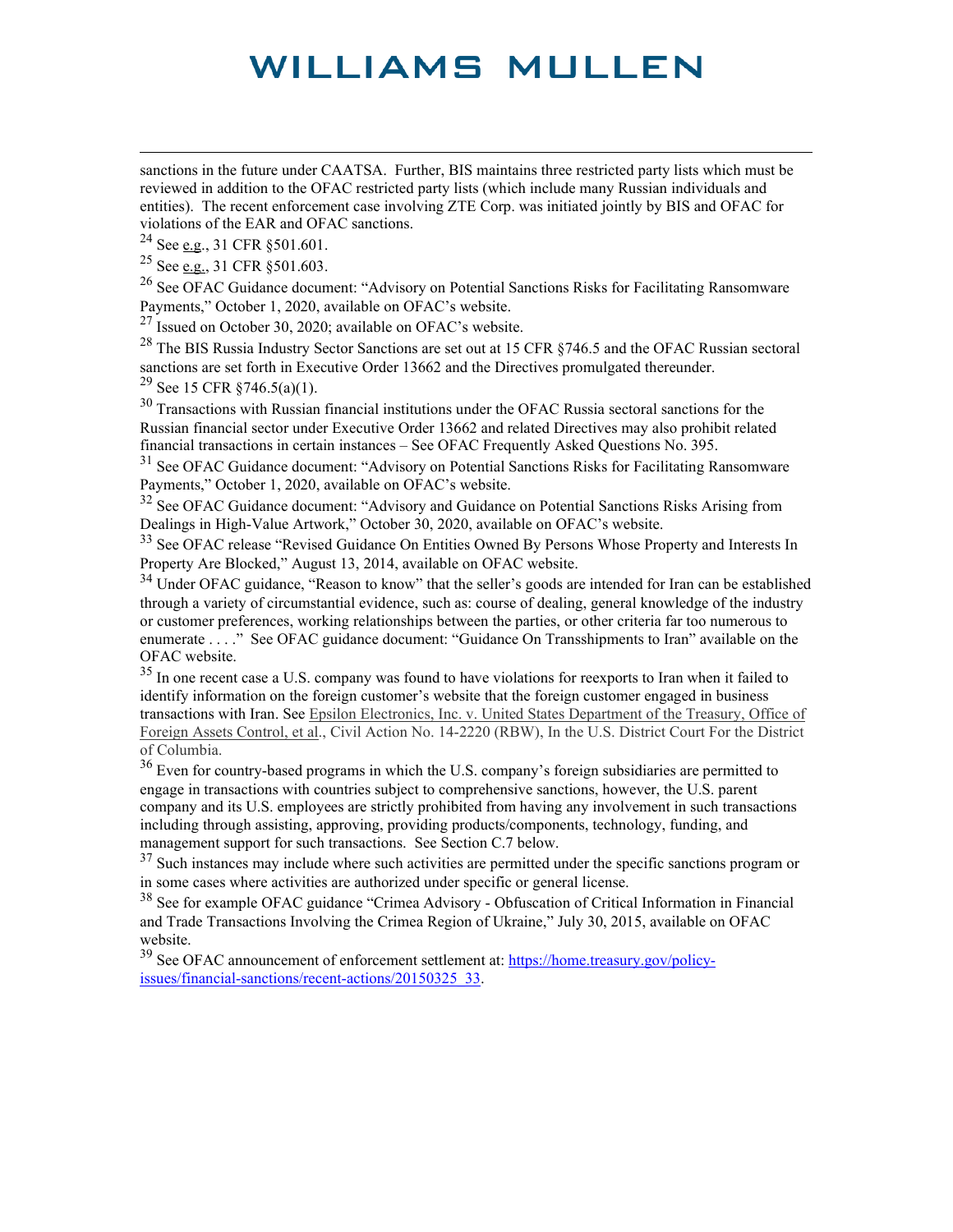sanctions in the future under CAATSA. Further, BIS maintains three restricted party lists which must be reviewed in addition to the OFAC restricted party lists (which include many Russian individuals and entities). The recent enforcement case involving ZTE Corp. was initiated jointly by BIS and OFAC for violations of the EAR and OFAC sanctions.

[24] See e.g., 31 CFR §501.601.

[25] See e.g., 31 CFR §501.603.

[26] See OFAC Guidance document: "Advisory on Potential Sanctions Risks for Facilitating Ransomware Payments," October 1, 2020, available on OFAC's website.

[27] Issued on October 30, 2020; available on OFAC's website.

[28] The BIS Russia Industry Sector Sanctions are set out at 15 CFR §746.5 and the OFAC Russian sectoral sanctions are set forth in Executive Order 13662 and the Directives promulgated thereunder.

[29] See 15 CFR §746.5(a)(1).

[30] Transactions with Russian financial institutions under the OFAC Russia sectoral sanctions for the Russian financial sector under Executive Order 13662 and related Directives may also prohibit related financial transactions in certain instances – See OFAC Frequently Asked Questions No. 395.

[31] See OFAC Guidance document: "Advisory on Potential Sanctions Risks for Facilitating Ransomware Payments," October 1, 2020, available on OFAC's website.

[32] See OFAC Guidance document: "Advisory and Guidance on Potential Sanctions Risks Arising from Dealings in High-Value Artwork," October 30, 2020, available on OFAC's website.

[33] See OFAC release "Revised Guidance On Entities Owned By Persons Whose Property and Interests In Property Are Blocked," August 13, 2014, available on OFAC website.

[34] Under OFAC guidance, "Reason to know" that the seller's goods are intended for Iran can be established through a variety of circumstantial evidence, such as: course of dealing, general knowledge of the industry or customer preferences, working relationships between the parties, or other criteria far too numerous to enumerate . . . ." See OFAC guidance document: "Guidance On Transshipments to Iran" available on the OFAC website.

[35] In one recent case a U.S. company was found to have violations for reexports to Iran when it failed to identify information on the foreign customer's website that the foreign customer engaged in business transactions with Iran. See Epsilon Electronics, Inc. v. United States Department of the Treasury, Office of Foreign Assets Control, et al., Civil Action No. 14-2220 (RBW), In the U.S. District Court For the District of Columbia.

[36] Even for country-based programs in which the U.S. company's foreign subsidiaries are permitted to engage in transactions with countries subject to comprehensive sanctions, however, the U.S. parent company and its U.S. employees are strictly prohibited from having any involvement in such transactions including through assisting, approving, providing products/components, technology, funding, and management support for such transactions. See Section C.7 below.

[37] Such instances may include where such activities are permitted under the specific sanctions program or in some cases where activities are authorized under specific or general license.

[38] See for example OFAC guidance "Crimea Advisory - Obfuscation of Critical Information in Financial and Trade Transactions Involving the Crimea Region of Ukraine," July 30, 2015, available on OFAC website.

[39] See OFAC announcement of enforcement settlement at: https://home.treasury.gov/policy-issues/financial-sanctions/recent-actions/20150325_33.